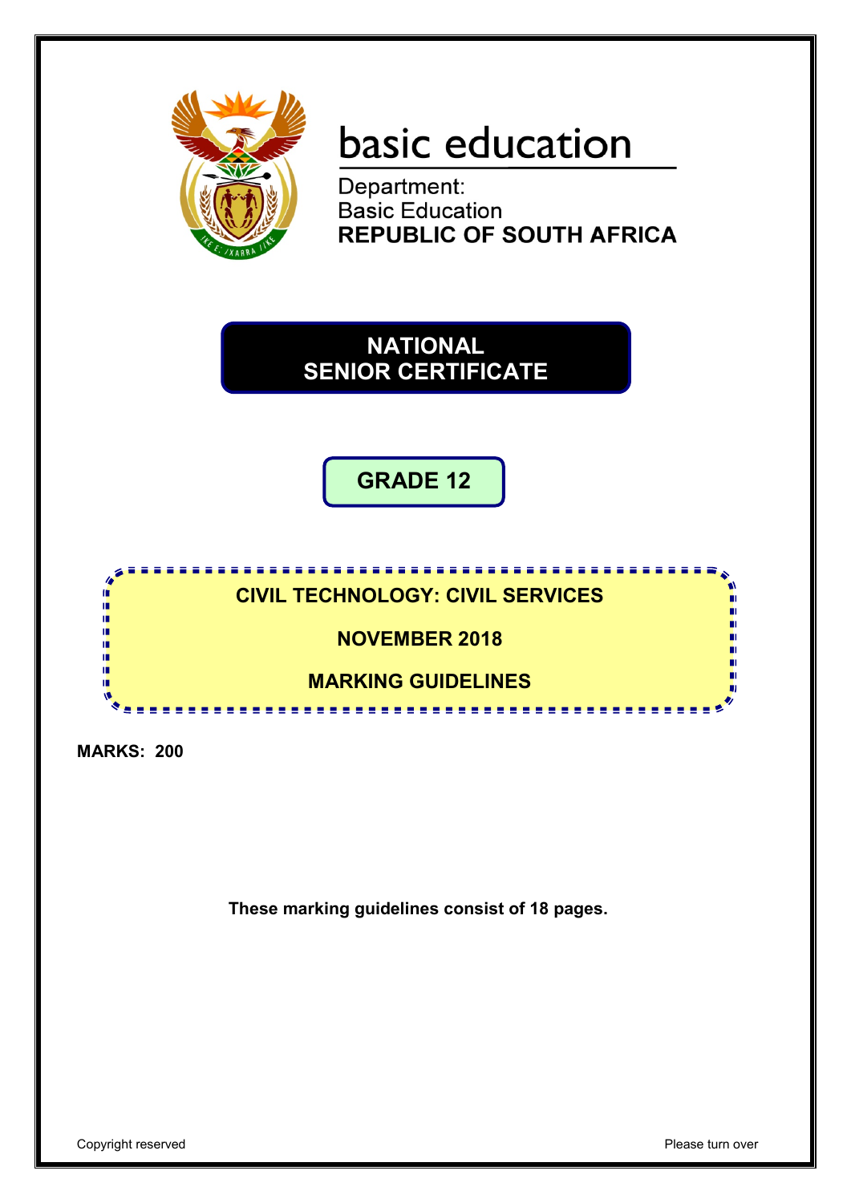basic education

Department:
Basic Education
**REPUBLIC OF SOUTH AFRICA**

# NATIONAL SENIOR CERTIFICATE

## GRADE 12

## CIVIL TECHNOLOGY: CIVIL SERVICES

## NOVEMBER 2018

## MARKING GUIDELINES

**MARKS: 200**

**These marking guidelines consist of 18 pages.**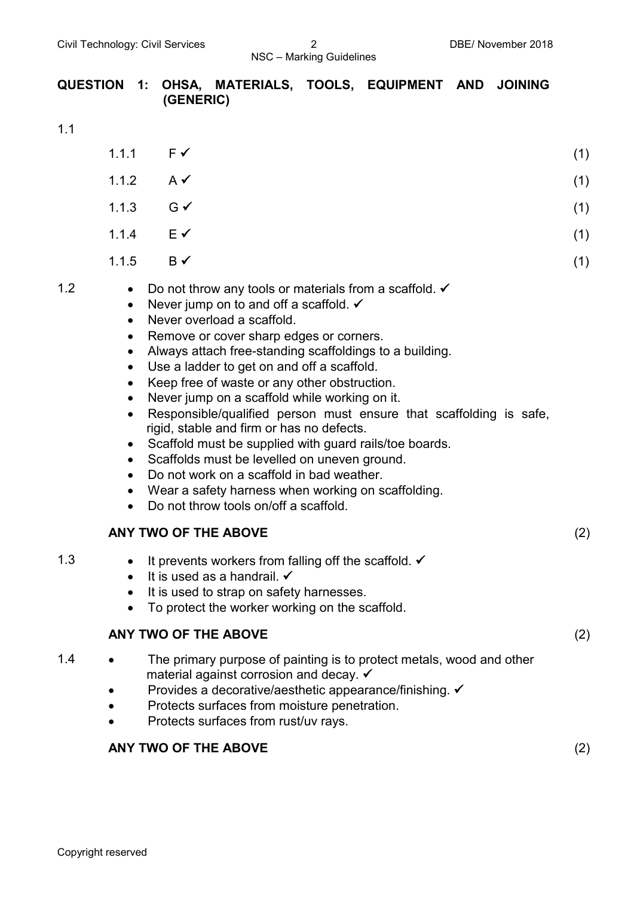## QUESTION 1: OHSA, MATERIALS, TOOLS, EQUIPMENT AND JOINING (GENERIC)

1.1

| | | |
|---|---|---|
| 1.1.1 | F ✓ | (1) |
| 1.1.2 | A ✓ | (1) |
| 1.1.3 | G ✓ | (1) |
| 1.1.4 | E ✓ | (1) |
| 1.1.5 | B ✓ | (1) |

1.2

- Do not throw any tools or materials from a scaffold. ✓
- Never jump on to and off a scaffold. ✓
- Never overload a scaffold.
- Remove or cover sharp edges or corners.
- Always attach free-standing scaffoldings to a building.
- Use a ladder to get on and off a scaffold.
- Keep free of waste or any other obstruction.
- Never jump on a scaffold while working on it.
- Responsible/qualified person must ensure that scaffolding is safe, rigid, stable and firm or has no defects.
- Scaffold must be supplied with guard rails/toe boards.
- Scaffolds must be levelled on uneven ground.
- Do not work on a scaffold in bad weather.
- Wear a safety harness when working on scaffolding.
- Do not throw tools on/off a scaffold.

**ANY TWO OF THE ABOVE** (2)

1.3

- It prevents workers from falling off the scaffold. ✓
- It is used as a handrail. ✓
- It is used to strap on safety harnesses.
- To protect the worker working on the scaffold.

**ANY TWO OF THE ABOVE** (2)

1.4

- The primary purpose of painting is to protect metals, wood and other material against corrosion and decay. ✓
- Provides a decorative/aesthetic appearance/finishing. ✓
- Protects surfaces from moisture penetration.
- Protects surfaces from rust/uv rays.

**ANY TWO OF THE ABOVE** (2)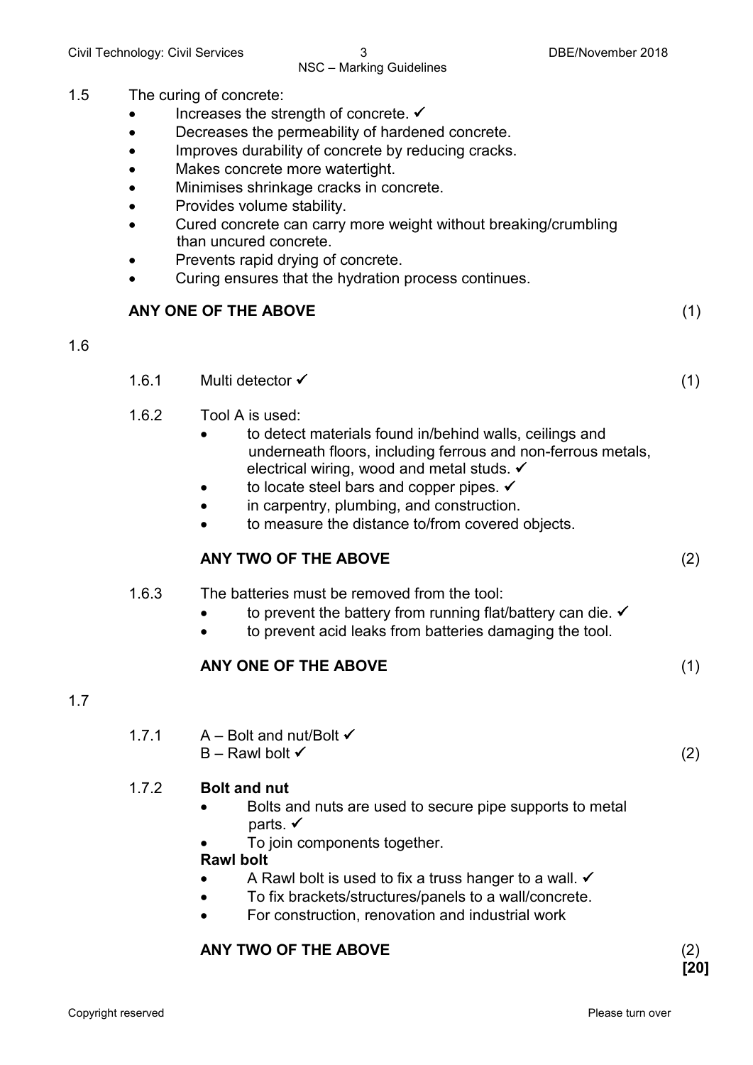1.5 The curing of concrete:

- Increases the strength of concrete. ✓
- Decreases the permeability of hardened concrete.
- Improves durability of concrete by reducing cracks.
- Makes concrete more watertight.
- Minimises shrinkage cracks in concrete.
- Provides volume stability.
- Cured concrete can carry more weight without breaking/crumbling than uncured concrete.
- Prevents rapid drying of concrete.
- Curing ensures that the hydration process continues.

**ANY ONE OF THE ABOVE** (1)

1.6

1.6.1 Multi detector ✓ (1)

1.6.2 Tool A is used:

- to detect materials found in/behind walls, ceilings and underneath floors, including ferrous and non-ferrous metals, electrical wiring, wood and metal studs. ✓
- to locate steel bars and copper pipes. ✓
- in carpentry, plumbing, and construction.
- to measure the distance to/from covered objects.

**ANY TWO OF THE ABOVE** (2)

1.6.3 The batteries must be removed from the tool:

- to prevent the battery from running flat/battery can die. ✓
- to prevent acid leaks from batteries damaging the tool.

**ANY ONE OF THE ABOVE** (1)

1.7

1.7.1 A – Bolt and nut/Bolt ✓
B – Rawl bolt ✓ (2)

1.7.2 **Bolt and nut**

- Bolts and nuts are used to secure pipe supports to metal parts. ✓
- To join components together.

**Rawl bolt**

- A Rawl bolt is used to fix a truss hanger to a wall. ✓
- To fix brackets/structures/panels to a wall/concrete.
- For construction, renovation and industrial work

**ANY TWO OF THE ABOVE** (2)
**[20]**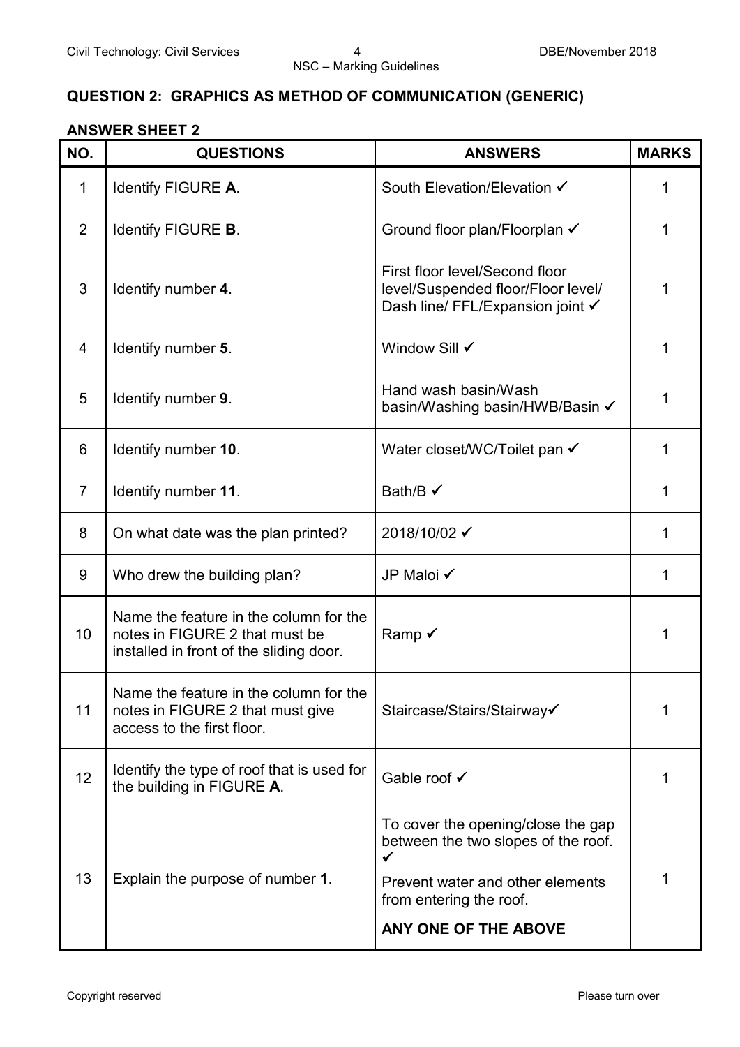## QUESTION 2: GRAPHICS AS METHOD OF COMMUNICATION (GENERIC)

### ANSWER SHEET 2

| NO. | QUESTIONS | ANSWERS | MARKS |
|---|---|---|---|
| 1 | Identify FIGURE **A**. | South Elevation/Elevation ✓ | 1 |
| 2 | Identify FIGURE **B**. | Ground floor plan/Floorplan ✓ | 1 |
| 3 | Identify number **4**. | First floor level/Second floor level/Suspended floor/Floor level/ Dash line/ FFL/Expansion joint ✓ | 1 |
| 4 | Identify number **5**. | Window Sill ✓ | 1 |
| 5 | Identify number **9**. | Hand wash basin/Wash basin/Washing basin/HWB/Basin ✓ | 1 |
| 6 | Identify number **10**. | Water closet/WC/Toilet pan ✓ | 1 |
| 7 | Identify number **11**. | Bath/B ✓ | 1 |
| 8 | On what date was the plan printed? | 2018/10/02 ✓ | 1 |
| 9 | Who drew the building plan? | JP Maloi ✓ | 1 |
| 10 | Name the feature in the column for the notes in FIGURE 2 that must be installed in front of the sliding door. | Ramp ✓ | 1 |
| 11 | Name the feature in the column for the notes in FIGURE 2 that must give access to the first floor. | Staircase/Stairs/Stairway✓ | 1 |
| 12 | Identify the type of roof that is used for the building in FIGURE **A**. | Gable roof ✓ | 1 |
| 13 | Explain the purpose of number **1**. | To cover the opening/close the gap between the two slopes of the roof. ✓<br><br>Prevent water and other elements from entering the roof.<br><br>**ANY ONE OF THE ABOVE** | 1 |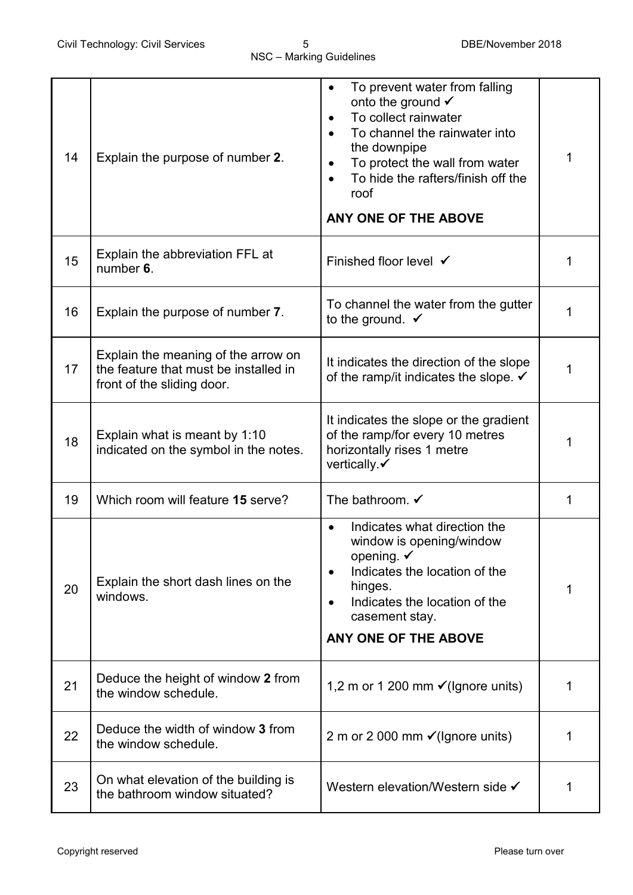| | | | |
|---|---|---|---|
| 14 | Explain the purpose of number **2**. | • To prevent water from falling onto the ground ✓<br>• To collect rainwater<br>• To channel the rainwater into the downpipe<br>• To protect the wall from water<br>• To hide the rafters/finish off the roof<br><br>**ANY ONE OF THE ABOVE** | 1 |
| 15 | Explain the abbreviation FFL at number **6**. | Finished floor level ✓ | 1 |
| 16 | Explain the purpose of number **7**. | To channel the water from the gutter to the ground. ✓ | 1 |
| 17 | Explain the meaning of the arrow on the feature that must be installed in front of the sliding door. | It indicates the direction of the slope of the ramp/it indicates the slope. ✓ | 1 |
| 18 | Explain what is meant by 1:10 indicated on the symbol in the notes. | It indicates the slope or the gradient of the ramp/for every 10 metres horizontally rises 1 metre vertically.✓ | 1 |
| 19 | Which room will feature **15** serve? | The bathroom. ✓ | 1 |
| 20 | Explain the short dash lines on the windows. | • Indicates what direction the window is opening/window opening. ✓<br>• Indicates the location of the hinges.<br>• Indicates the location of the casement stay.<br><br>**ANY ONE OF THE ABOVE** | 1 |
| 21 | Deduce the height of window **2** from the window schedule. | 1,2 m or 1 200 mm ✓(Ignore units) | 1 |
| 22 | Deduce the width of window **3** from the window schedule. | 2 m or 2 000 mm ✓(Ignore units) | 1 |
| 23 | On what elevation of the building is the bathroom window situated? | Western elevation/Western side ✓ | 1 |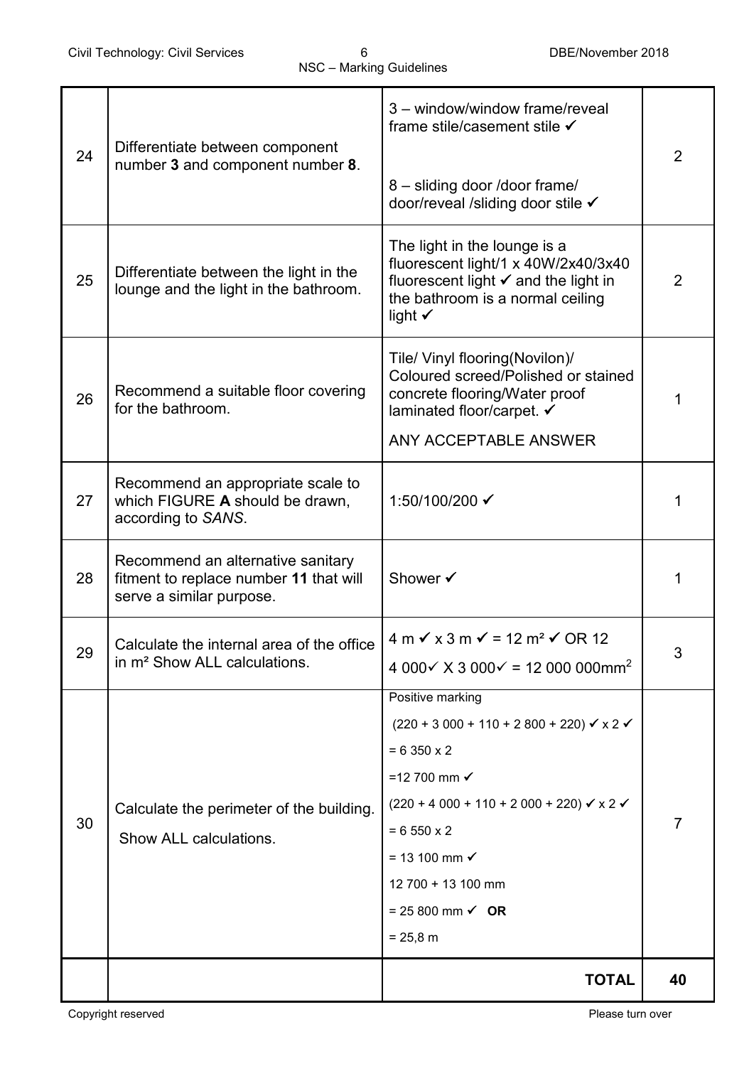| | | | |
|---|---|---|---|
| 24 | Differentiate between component number **3** and component number **8**. | 3 – window/window frame/reveal frame stile/casement stile ✓<br><br>8 – sliding door /door frame/ door/reveal /sliding door stile ✓ | 2 |
| 25 | Differentiate between the light in the lounge and the light in the bathroom. | The light in the lounge is a fluorescent light/1 x 40W/2x40/3x40 fluorescent light ✓ and the light in the bathroom is a normal ceiling light ✓ | 2 |
| 26 | Recommend a suitable floor covering for the bathroom. | Tile/ Vinyl flooring(Novilon)/ Coloured screed/Polished or stained concrete flooring/Water proof laminated floor/carpet. ✓<br><br>ANY ACCEPTABLE ANSWER | 1 |
| 27 | Recommend an appropriate scale to which FIGURE **A** should be drawn, according to *SANS*. | 1:50/100/200 ✓ | 1 |
| 28 | Recommend an alternative sanitary fitment to replace number **11** that will serve a similar purpose. | Shower ✓ | 1 |
| 29 | Calculate the internal area of the office in m² Show ALL calculations. | 4 m ✓ x 3 m ✓ = 12 m² ✓ OR 12<br>4 000✓ X 3 000✓ = 12 000 000mm² | 3 |
| 30 | Calculate the perimeter of the building.<br>Show ALL calculations. | Positive marking<br>(220 + 3 000 + 110 + 2 800 + 220) ✓ x 2 ✓<br>= 6 350 x 2<br>=12 700 mm ✓<br>(220 + 4 000 + 110 + 2 000 + 220) ✓ x 2 ✓<br>= 6 550 x 2<br>= 13 100 mm ✓<br>12 700 + 13 100 mm<br>= 25 800 mm ✓ **OR**<br>= 25,8 m | 7 |
| | | **TOTAL** | **40** |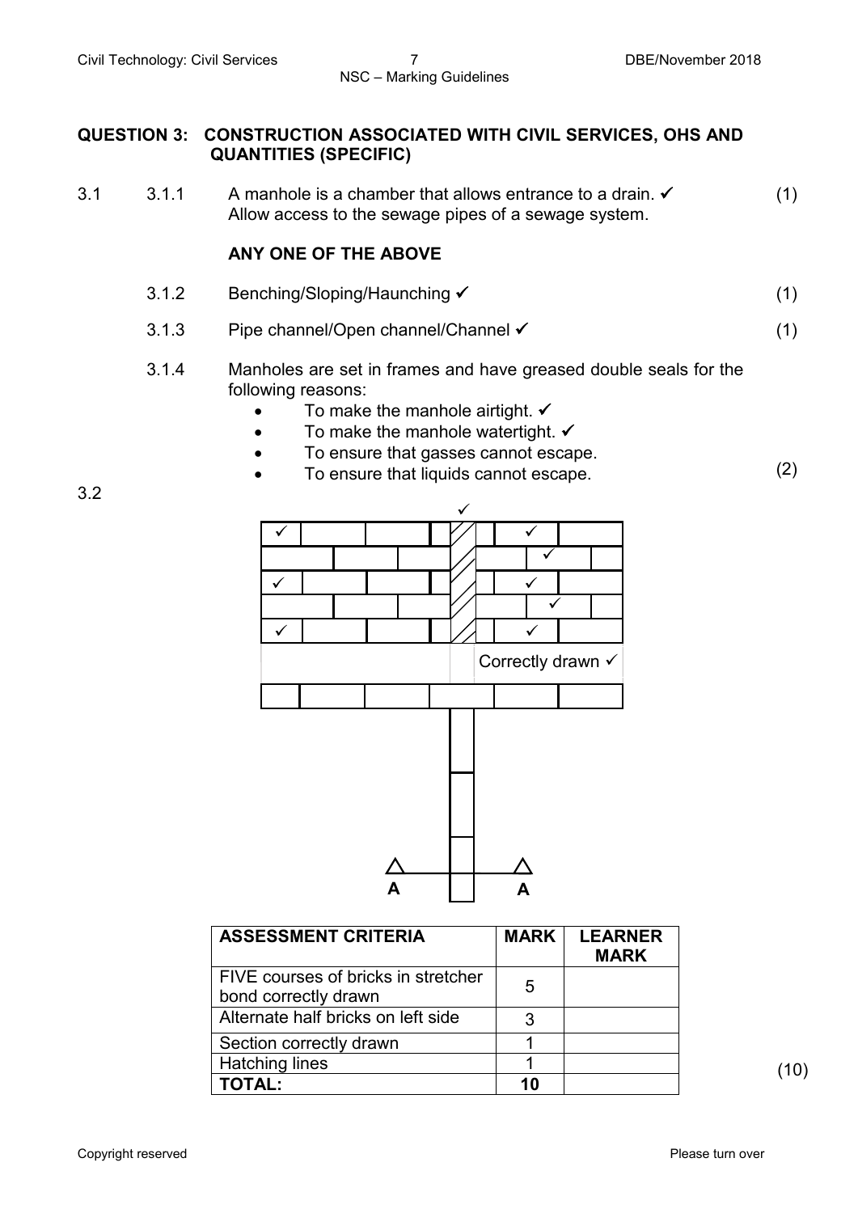## QUESTION 3: CONSTRUCTION ASSOCIATED WITH CIVIL SERVICES, OHS AND QUANTITIES (SPECIFIC)

3.1

3.1.1 A manhole is a chamber that allows entrance to a drain. ✓ (1)
Allow access to the sewage pipes of a sewage system.

**ANY ONE OF THE ABOVE**

3.1.2 Benching/Sloping/Haunching ✓ (1)

3.1.3 Pipe channel/Open channel/Channel ✓ (1)

3.1.4 Manholes are set in frames and have greased double seals for the following reasons:

- To make the manhole airtight. ✓
- To make the manhole watertight. ✓
- To ensure that gasses cannot escape.
- To ensure that liquids cannot escape.

(2)

3.2

Correctly drawn ✓

A A

| ASSESSMENT CRITERIA | MARK | LEARNER MARK |
|---|---|---|
| FIVE courses of bricks in stretcher bond correctly drawn | 5 | |
| Alternate half bricks on left side | 3 | |
| Section correctly drawn | 1 | |
| Hatching lines | 1 | |
| **TOTAL:** | **10** | |

(10)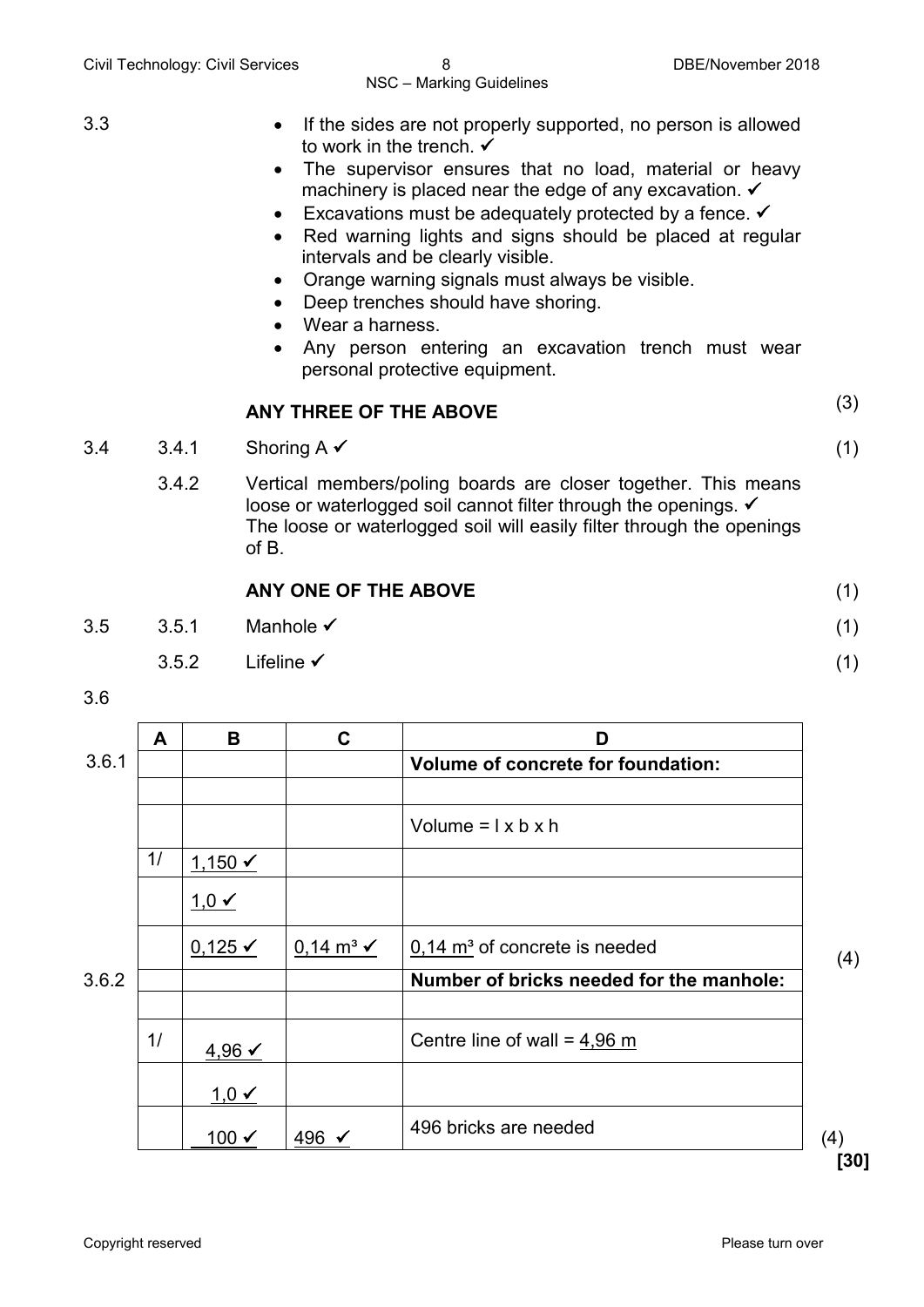3.3

- If the sides are not properly supported, no person is allowed to work in the trench. ✓
- The supervisor ensures that no load, material or heavy machinery is placed near the edge of any excavation. ✓
- Excavations must be adequately protected by a fence. ✓
- Red warning lights and signs should be placed at regular intervals and be clearly visible.
- Orange warning signals must always be visible.
- Deep trenches should have shoring.
- Wear a harness.
- Any person entering an excavation trench must wear personal protective equipment.

**ANY THREE OF THE ABOVE** (3)

3.4

3.4.1 Shoring A ✓ (1)

3.4.2 Vertical members/poling boards are closer together. This means loose or waterlogged soil cannot filter through the openings. ✓
The loose or waterlogged soil will easily filter through the openings of B.

**ANY ONE OF THE ABOVE** (1)

3.5

3.5.1 Manhole ✓ (1)

3.5.2 Lifeline ✓ (1)

3.6

| | A | B | C | D | |
|---|---|---|---|---|---|
| 3.6.1 | | | | **Volume of concrete for foundation:** | |
| | | | | | |
| | | | | Volume = l x b x h | |
| | 1/ | 1,150 ✓ | | | |
| | | 1,0 ✓ | | | |
| | | 0,125 ✓ | $0,14 \text{ m}^3$ ✓ | $0,14 \text{ m}^3$ of concrete is needed | (4) |
| 3.6.2 | | | | **Number of bricks needed for the manhole:** | |
| | | | | | |
| | 1/ | 4,96 ✓ | | Centre line of wall = 4,96 m | |
| | | 1,0 ✓ | | | |
| | | 100 ✓ | 496 ✓ | 496 bricks are needed | (4) |

**[30]**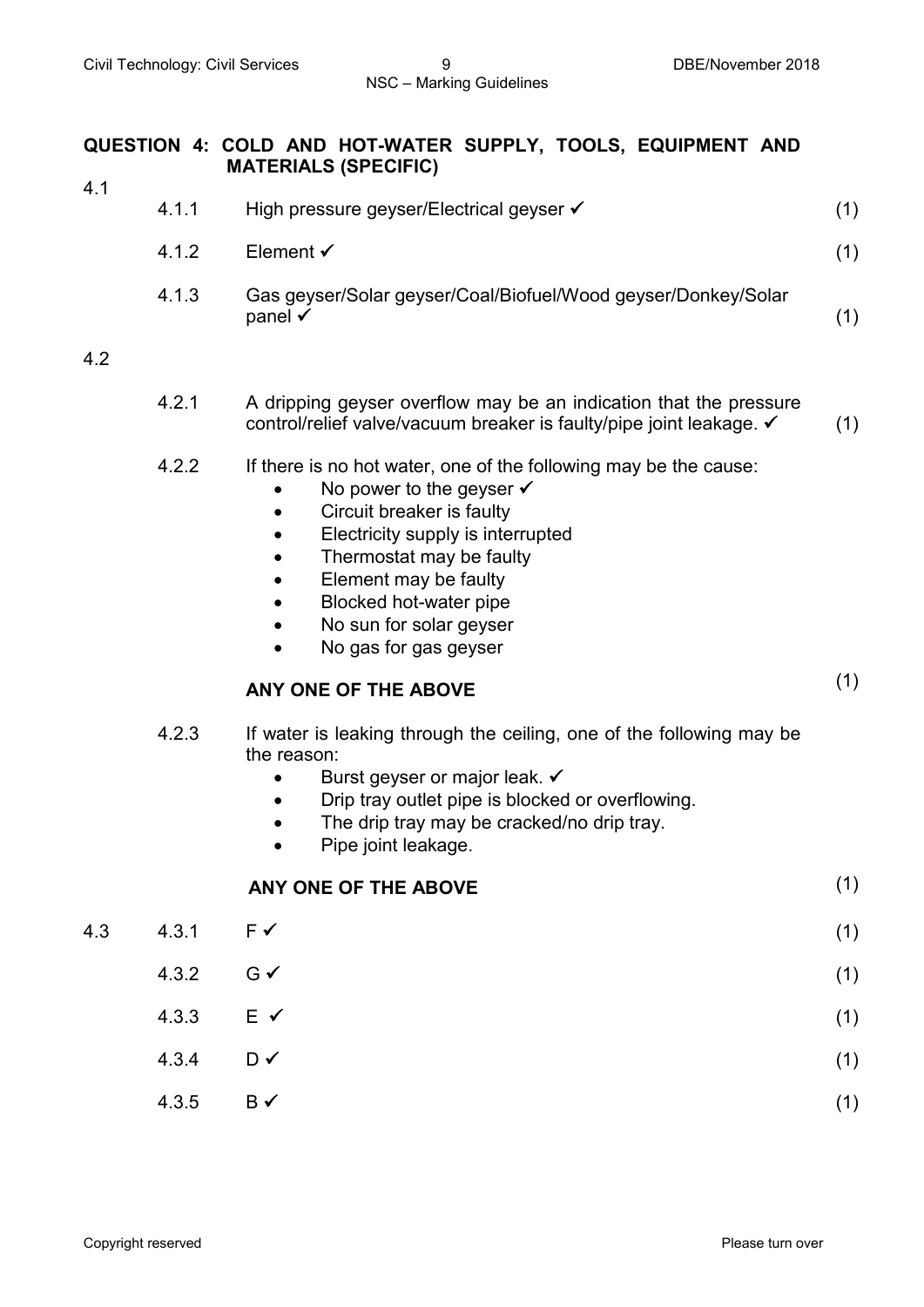## QUESTION 4: COLD AND HOT-WATER SUPPLY, TOOLS, EQUIPMENT AND MATERIALS (SPECIFIC)

4.1

4.1.1 High pressure geyser/Electrical geyser ✓ (1)

4.1.2 Element ✓ (1)

4.1.3 Gas geyser/Solar geyser/Coal/Biofuel/Wood geyser/Donkey/Solar panel ✓ (1)

4.2

4.2.1 A dripping geyser overflow may be an indication that the pressure control/relief valve/vacuum breaker is faulty/pipe joint leakage. ✓ (1)

4.2.2 If there is no hot water, one of the following may be the cause:

- No power to the geyser ✓
- Circuit breaker is faulty
- Electricity supply is interrupted
- Thermostat may be faulty
- Element may be faulty
- Blocked hot-water pipe
- No sun for solar geyser
- No gas for gas geyser

**ANY ONE OF THE ABOVE** (1)

4.2.3 If water is leaking through the ceiling, one of the following may be the reason:

- Burst geyser or major leak. ✓
- Drip tray outlet pipe is blocked or overflowing.
- The drip tray may be cracked/no drip tray.
- Pipe joint leakage.

**ANY ONE OF THE ABOVE** (1)

4.3

4.3.1 F ✓ (1)

4.3.2 G ✓ (1)

4.3.3 E ✓ (1)

4.3.4 D ✓ (1)

4.3.5 B ✓ (1)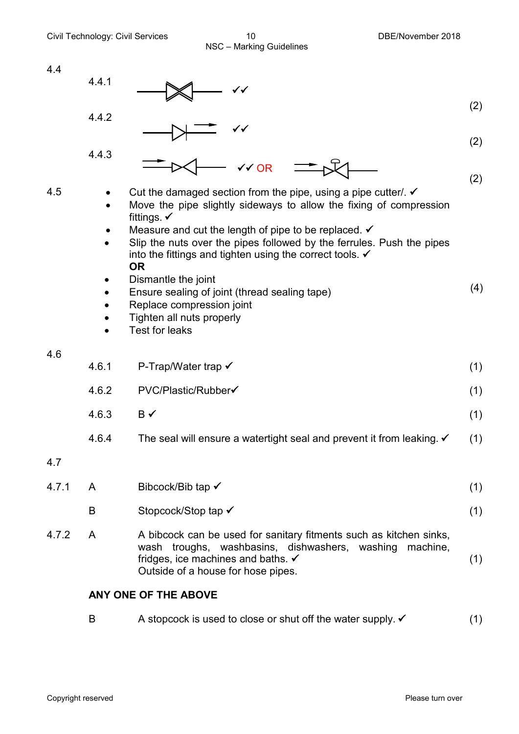4.4

4.4.1 ✓✓ (2)

4.4.2 ✓✓ (2)

4.4.3 ✓✓ OR (2)

4.5

- Cut the damaged section from the pipe, using a pipe cutter/. ✓
- Move the pipe slightly sideways to allow the fixing of compression fittings. ✓
- Measure and cut the length of pipe to be replaced. ✓
- Slip the nuts over the pipes followed by the ferrules. Push the pipes into the fittings and tighten using the correct tools. ✓

**OR**

- Dismantle the joint
- Ensure sealing of joint (thread sealing tape)
- Replace compression joint
- Tighten all nuts properly
- Test for leaks

(4)

4.6

4.6.1 P-Trap/Water trap ✓ (1)

4.6.2 PVC/Plastic/Rubber✓ (1)

4.6.3 B ✓ (1)

4.6.4 The seal will ensure a watertight seal and prevent it from leaking. ✓ (1)

4.7

4.7.1 A Bibcock/Bib tap ✓ (1)

B Stopcock/Stop tap ✓ (1)

4.7.2 A A bibcock can be used for sanitary fitments such as kitchen sinks, wash troughs, washbasins, dishwashers, washing machine, fridges, ice machines and baths. ✓
Outside of a house for hose pipes. (1)

**ANY ONE OF THE ABOVE**

B A stopcock is used to close or shut off the water supply. ✓ (1)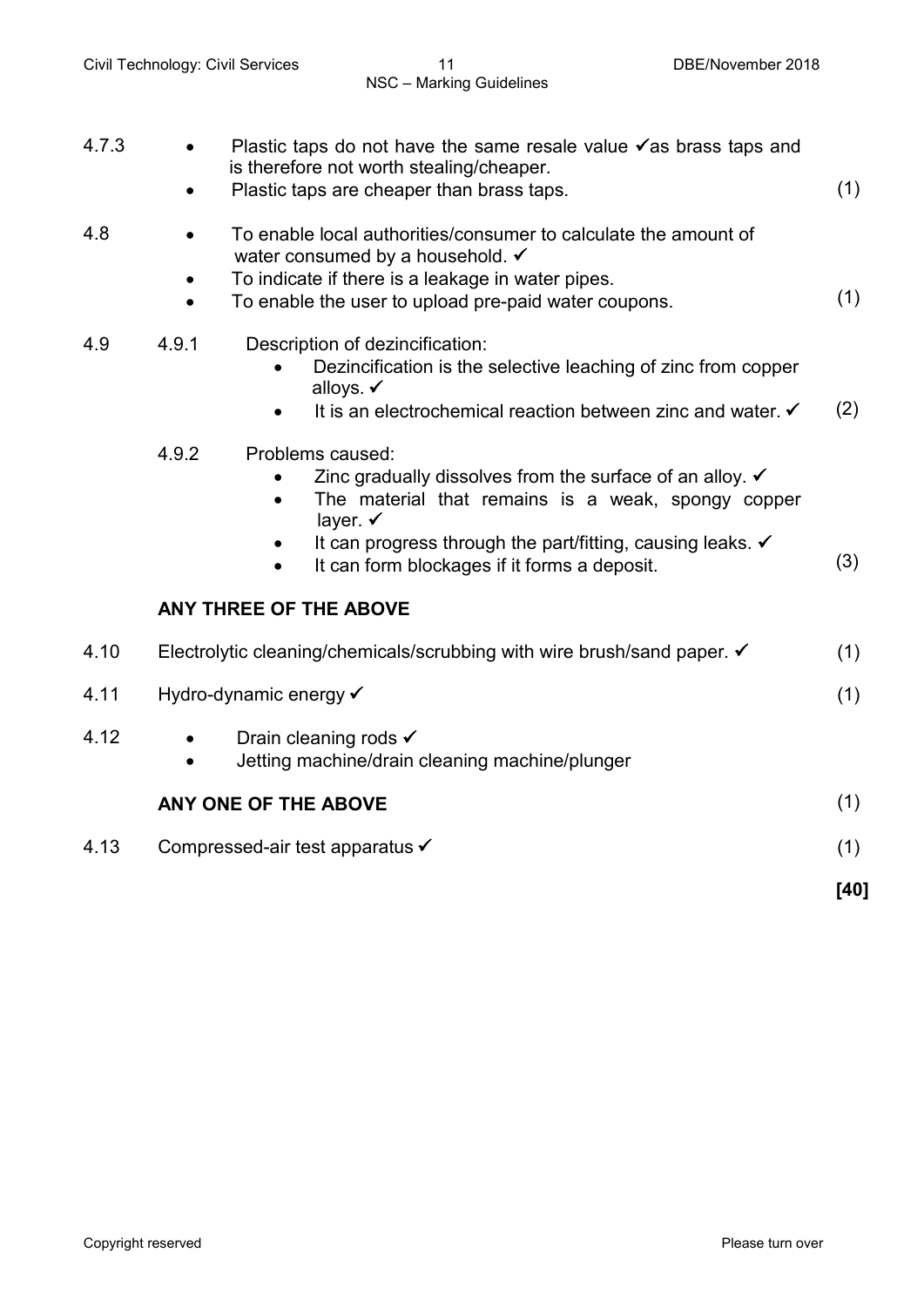4.7.3

- Plastic taps do not have the same resale value ✓as brass taps and is therefore not worth stealing/cheaper.
- Plastic taps are cheaper than brass taps. (1)

4.8

- To enable local authorities/consumer to calculate the amount of water consumed by a household. ✓
- To indicate if there is a leakage in water pipes.
- To enable the user to upload pre-paid water coupons. (1)

4.9 4.9.1 Description of dezincification:

- Dezincification is the selective leaching of zinc from copper alloys. ✓
- It is an electrochemical reaction between zinc and water. ✓ (2)

4.9.2 Problems caused:

- Zinc gradually dissolves from the surface of an alloy. ✓
- The material that remains is a weak, spongy copper layer. ✓
- It can progress through the part/fitting, causing leaks. ✓
- It can form blockages if it forms a deposit. (3)

**ANY THREE OF THE ABOVE**

4.10 Electrolytic cleaning/chemicals/scrubbing with wire brush/sand paper. ✓ (1)

4.11 Hydro-dynamic energy ✓ (1)

4.12

- Drain cleaning rods ✓
- Jetting machine/drain cleaning machine/plunger

**ANY ONE OF THE ABOVE** (1)

4.13 Compressed-air test apparatus ✓ (1)

**[40]**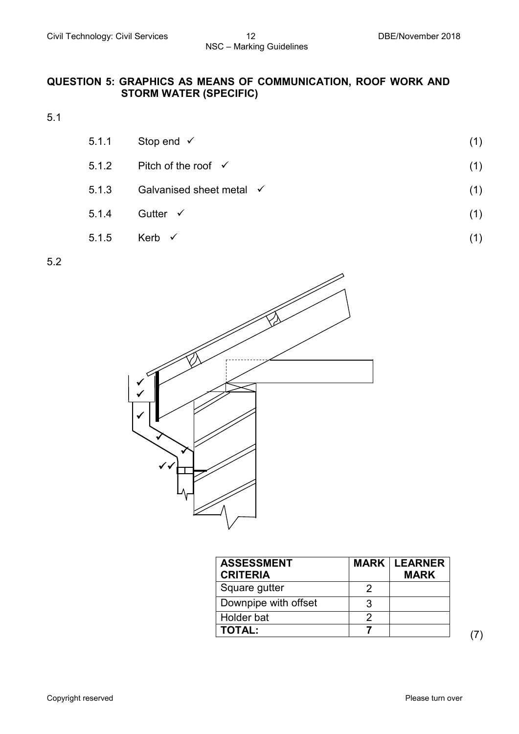## QUESTION 5: GRAPHICS AS MEANS OF COMMUNICATION, ROOF WORK AND STORM WATER (SPECIFIC)

5.1

5.1.1 Stop end ✓ (1)

5.1.2 Pitch of the roof ✓ (1)

5.1.3 Galvanised sheet metal ✓ (1)

5.1.4 Gutter ✓ (1)

5.1.5 Kerb ✓ (1)

5.2

| ASSESSMENT CRITERIA | MARK | LEARNER MARK |
|---|---|---|
| Square gutter | 2 | |
| Downpipe with offset | 3 | |
| Holder bat | 2 | |
| **TOTAL:** | **7** | |

(7)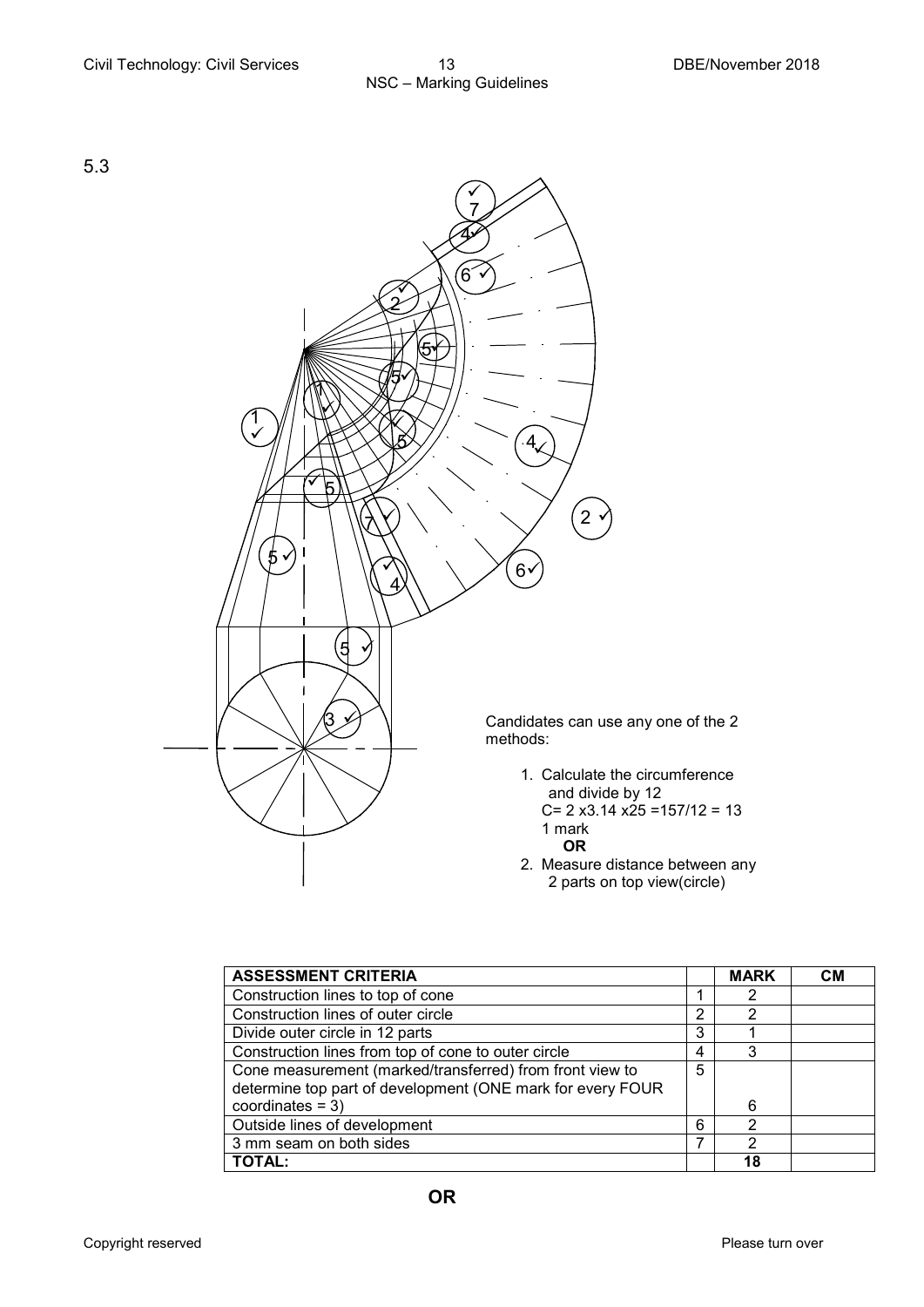5.3

Candidates can use any one of the 2 methods:

1. Calculate the circumference and divide by 12
   C= 2 x3.14 x25 =157/12 = 13
   1 mark
   **OR**
2. Measure distance between any 2 parts on top view(circle)

| ASSESSMENT CRITERIA | | MARK | CM |
|---|---|---|---|
| Construction lines to top of cone | 1 | 2 | |
| Construction lines of outer circle | 2 | 2 | |
| Divide outer circle in 12 parts | 3 | 1 | |
| Construction lines from top of cone to outer circle | 4 | 3 | |
| Cone measurement (marked/transferred) from front view to determine top part of development (ONE mark for every FOUR coordinates = 3) | 5 | 6 | |
| Outside lines of development | 6 | 2 | |
| 3 mm seam on both sides | 7 | 2 | |
| **TOTAL:** | | **18** | |

**OR**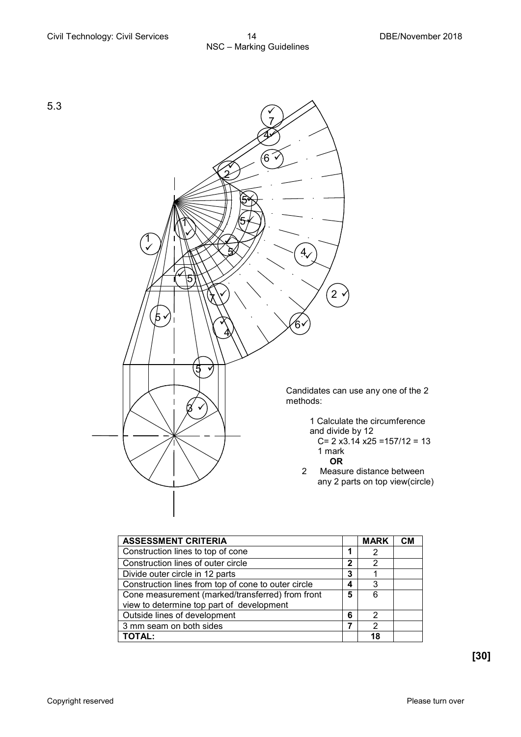5.3

Candidates can use any one of the 2 methods:

1. Calculate the circumference and divide by 12
   $C = 2 \times 3.14 \times 25 = 157/12 = 13$
   1 mark

   **OR**

2. Measure distance between any 2 parts on top view(circle)

| ASSESSMENT CRITERIA | | MARK | CM |
|---|---|---|---|
| Construction lines to top of cone | 1 | 2 | |
| Construction lines of outer circle | 2 | 2 | |
| Divide outer circle in 12 parts | 3 | 1 | |
| Construction lines from top of cone to outer circle | 4 | 3 | |
| Cone measurement (marked/transferred) from front view to determine top part of development | 5 | 6 | |
| Outside lines of development | 6 | 2 | |
| 3 mm seam on both sides | 7 | 2 | |
| **TOTAL:** | | **18** | |

**[30]**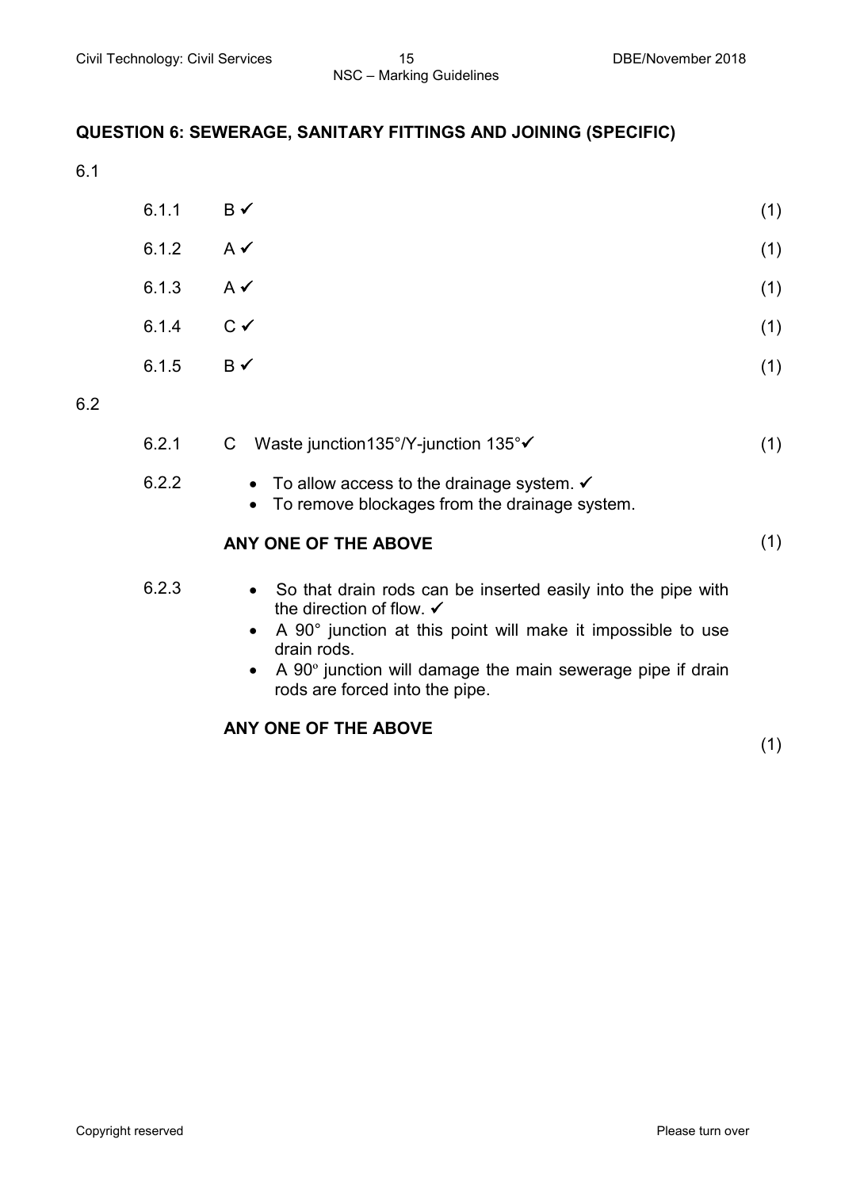## QUESTION 6: SEWERAGE, SANITARY FITTINGS AND JOINING (SPECIFIC)

6.1

| | | |
|---|---|---|
| 6.1.1 | B ✓ | (1) |
| 6.1.2 | A ✓ | (1) |
| 6.1.3 | A ✓ | (1) |
| 6.1.4 | C ✓ | (1) |
| 6.1.5 | B ✓ | (1) |

6.2

6.2.1 C Waste junction135°/Y-junction 135°✓ (1)

6.2.2
- To allow access to the drainage system. ✓
- To remove blockages from the drainage system.

**ANY ONE OF THE ABOVE** (1)

6.2.3
- So that drain rods can be inserted easily into the pipe with the direction of flow. ✓
- A 90° junction at this point will make it impossible to use drain rods.
- A 90° junction will damage the main sewerage pipe if drain rods are forced into the pipe.

**ANY ONE OF THE ABOVE** (1)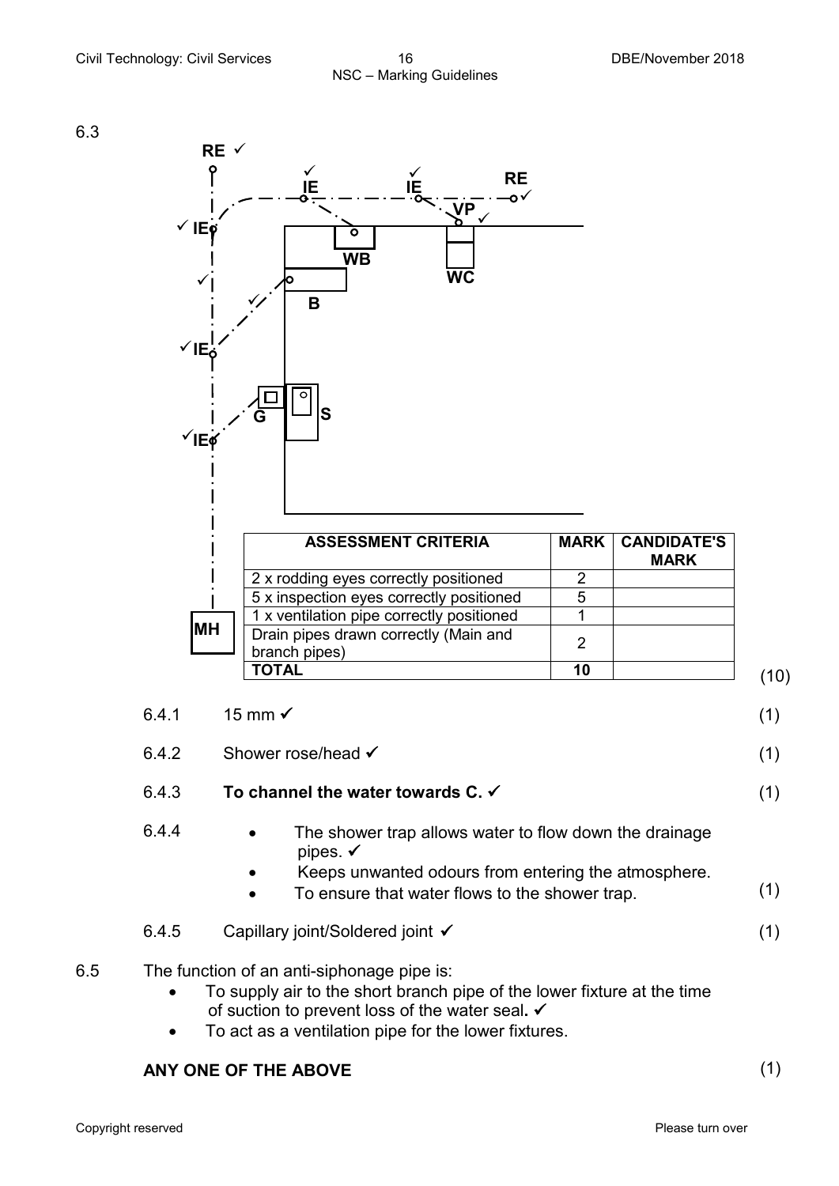6.3

RE ✓

✓ IE

✓

✓ IE

✓ IE

✓ IE ✓ IE

RE ✓

VP ✓

WB

WC

B

G

S

MH

| ASSESSMENT CRITERIA | MARK | CANDIDATE'S MARK |
|---|---|---|
| 2 x rodding eyes correctly positioned | 2 | |
| 5 x inspection eyes correctly positioned | 5 | |
| 1 x ventilation pipe correctly positioned | 1 | |
| Drain pipes drawn correctly (Main and branch pipes) | 2 | |
| **TOTAL** | **10** | |

(10)

6.4.1 15 mm ✓ (1)

6.4.2 Shower rose/head ✓ (1)

6.4.3 **To channel the water towards C.** ✓ (1)

6.4.4
- The shower trap allows water to flow down the drainage pipes. ✓
- Keeps unwanted odours from entering the atmosphere.
- To ensure that water flows to the shower trap.

(1)

6.4.5 Capillary joint/Soldered joint ✓ (1)

6.5 The function of an anti-siphonage pipe is:
- To supply air to the short branch pipe of the lower fixture at the time of suction to prevent loss of the water seal. ✓
- To act as a ventilation pipe for the lower fixtures.

**ANY ONE OF THE ABOVE** (1)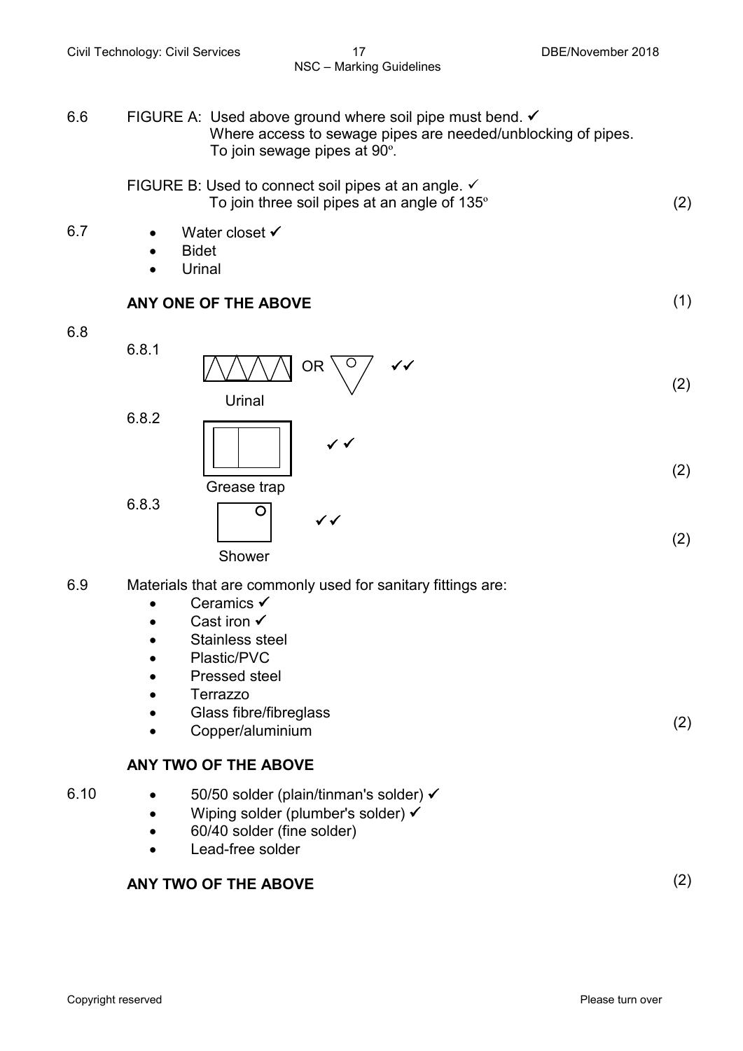6.6 FIGURE A: Used above ground where soil pipe must bend. ✓
Where access to sewage pipes are needed/unblocking of pipes.
To join sewage pipes at 90º.

FIGURE B: Used to connect soil pipes at an angle. ✓
To join three soil pipes at an angle of 135º (2)

6.7
- Water closet ✓
- Bidet
- Urinal

**ANY ONE OF THE ABOVE** (1)

6.8

6.8.1 ✓✓

Urinal (2)

6.8.2 ✓✓

Grease trap (2)

6.8.3 ✓✓

Shower (2)

6.9 Materials that are commonly used for sanitary fittings are:
- Ceramics ✓
- Cast iron ✓
- Stainless steel
- Plastic/PVC
- Pressed steel
- Terrazzo
- Glass fibre/fibreglass
- Copper/aluminium

**ANY TWO OF THE ABOVE** (2)

6.10
- 50/50 solder (plain/tinman's solder) ✓
- Wiping solder (plumber's solder) ✓
- 60/40 solder (fine solder)
- Lead-free solder

**ANY TWO OF THE ABOVE** (2)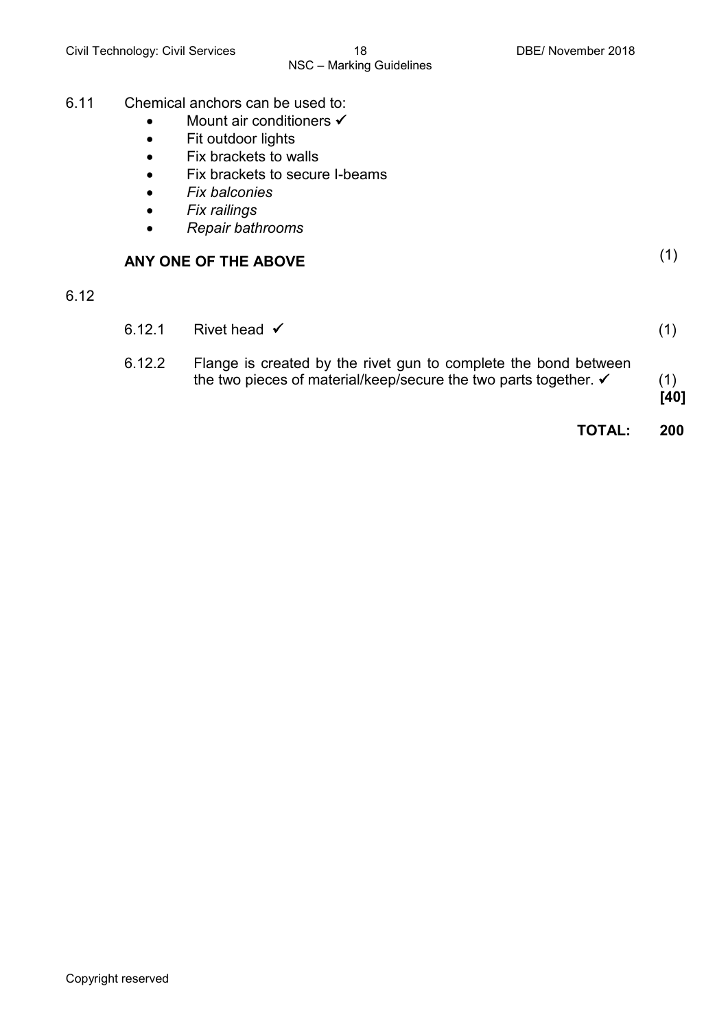6.11 Chemical anchors can be used to:

- Mount air conditioners ✓
- Fit outdoor lights
- Fix brackets to walls
- Fix brackets to secure I-beams
- *Fix balconies*
- *Fix railings*
- *Repair bathrooms*

**ANY ONE OF THE ABOVE** (1)

6.12

6.12.1 Rivet head ✓ (1)

6.12.2 Flange is created by the rivet gun to complete the bond between the two pieces of material/keep/secure the two parts together. ✓ (1)

**[40]**

**TOTAL: 200**